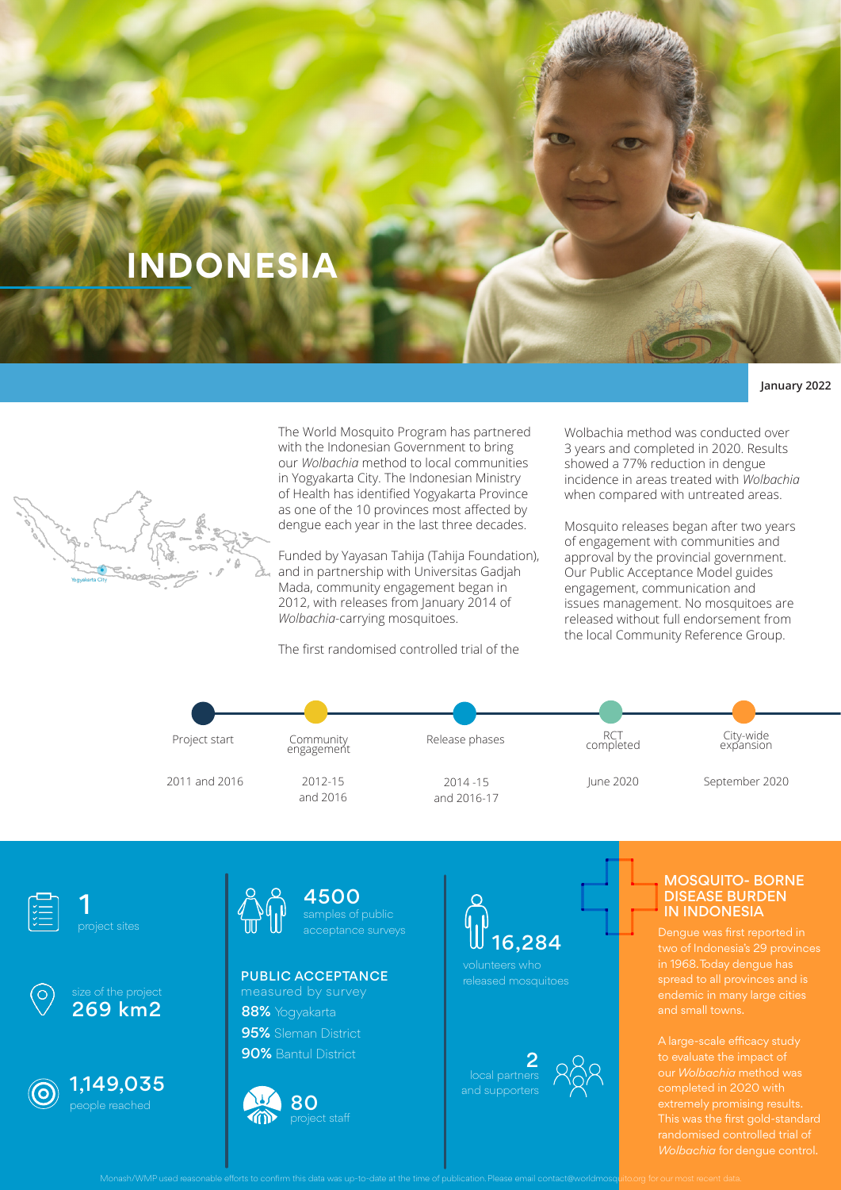# INDONESIA

January 2022

Yogyakarta City

The World Mosquito Program has partnered with the Indonesian Government to bring our *Wolbachia* method to local communities in Yogyakarta City. The Indonesian Ministry of Health has identified Yogyakarta Province as one of the 10 provinces most affected by dengue each year in the last three decades.

Funded by Yayasan Tahija (Tahija Foundation), and in partnership with Universitas Gadjah Mada, community engagement began in 2012, with releases from January 2014 of *Wolbachia*-carrying mosquitoes.

The first randomised controlled trial of the Wolbachia method was conducted over 3 years and completed in 2020. Results showed a 77% reduction in dengue incidence in areas treated with *Wolbachia* when compared with untreated areas.

Mosquito releases began after two years of engagement with communities and approval by the provincial government. Our Public Acceptance Model guides engagement, communication and issues management. No mosquitoes are released without full endorsement from the local Community Reference Group.

| Project start | Community engagement | Release phases | RCT completed | City-wide expansion |
|---|---|---|---|---|
| 2011 and 2016 | 2012-15 and 2016 | 2014 -15 and 2016-17 | June 2020 | September 2020 |

**1** project sites

size of the project **269 km2**

**1,149,035** people reached

**4500** samples of public acceptance surveys

**PUBLIC ACCEPTANCE** measured by survey

**88%** Yogyakarta

**95%** Sleman District

**90%** Bantul District

**80** project staff

**16,284** volunteers who released mosquitoes

**2** local partners and supporters

## MOSQUITO- BORNE DISEASE BURDEN IN INDONESIA

Dengue was first reported in two of Indonesia's 29 provinces in 1968. Today dengue has spread to all provinces and is endemic in many large cities and small towns.

A large-scale efficacy study to evaluate the impact of our *Wolbachia* method was completed in 2020 with extremely promising results. This was the first gold-standard randomised controlled trial of *Wolbachia* for dengue control.

Monash/WMP used reasonable efforts to confirm this data was up-to-date at the time of publication. Please email contact@worldmosquito.org for our most recent data.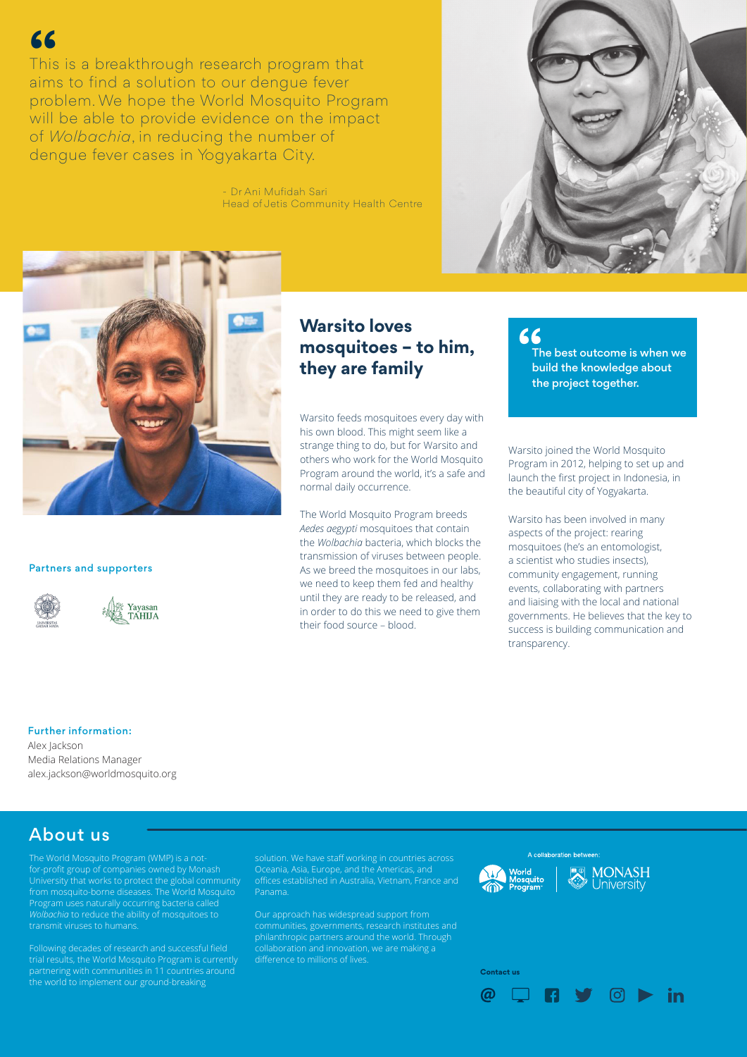> This is a breakthrough research program that aims to find a solution to our dengue fever problem. We hope the World Mosquito Program will be able to provide evidence on the impact of *Wolbachia*, in reducing the number of dengue fever cases in Yogyakarta City.
>
> \- Dr Ani Mufidah Sari
> Head of Jetis Community Health Centre

## Warsito loves mosquitoes – to him, they are family

Warsito feeds mosquitoes every day with his own blood. This might seem like a strange thing to do, but for Warsito and others who work for the World Mosquito Program around the world, it's a safe and normal daily occurrence.

The World Mosquito Program breeds *Aedes aegypti* mosquitoes that contain the *Wolbachia* bacteria, which blocks the transmission of viruses between people. As we breed the mosquitoes in our labs, we need to keep them fed and healthy until they are ready to be released, and in order to do this we need to give them their food source – blood.

> **The best outcome is when we build the knowledge about the project together.**

Warsito joined the World Mosquito Program in 2012, helping to set up and launch the first project in Indonesia, in the beautiful city of Yogyakarta.

Warsito has been involved in many aspects of the project: rearing mosquitoes (he's an entomologist, a scientist who studies insects), community engagement, running events, collaborating with partners and liaising with the local and national governments. He believes that the key to success is building communication and transparency.

**Partners and supporters**

Universitas Gadjah Mada

Yayasan TAHIJA

**Further information:**

Alex Jackson
Media Relations Manager
alex.jackson@worldmosquito.org

## About us

The World Mosquito Program (WMP) is a not-for-profit group of companies owned by Monash University that works to protect the global community from mosquito-borne diseases. The World Mosquito Program uses naturally occurring bacteria called *Wolbachia* to reduce the ability of mosquitoes to transmit viruses to humans.

Following decades of research and successful field trial results, the World Mosquito Program is currently partnering with communities in 11 countries around the world to implement our ground-breaking solution. We have staff working in countries across Oceania, Asia, Europe, and the Americas, and offices established in Australia, Vietnam, France and Panama.

Our approach has widespread support from communities, governments, research institutes and philanthropic partners around the world. Through collaboration and innovation, we are making a difference to millions of lives.

A collaboration between:

World Mosquito Program | MONASH University

Contact us